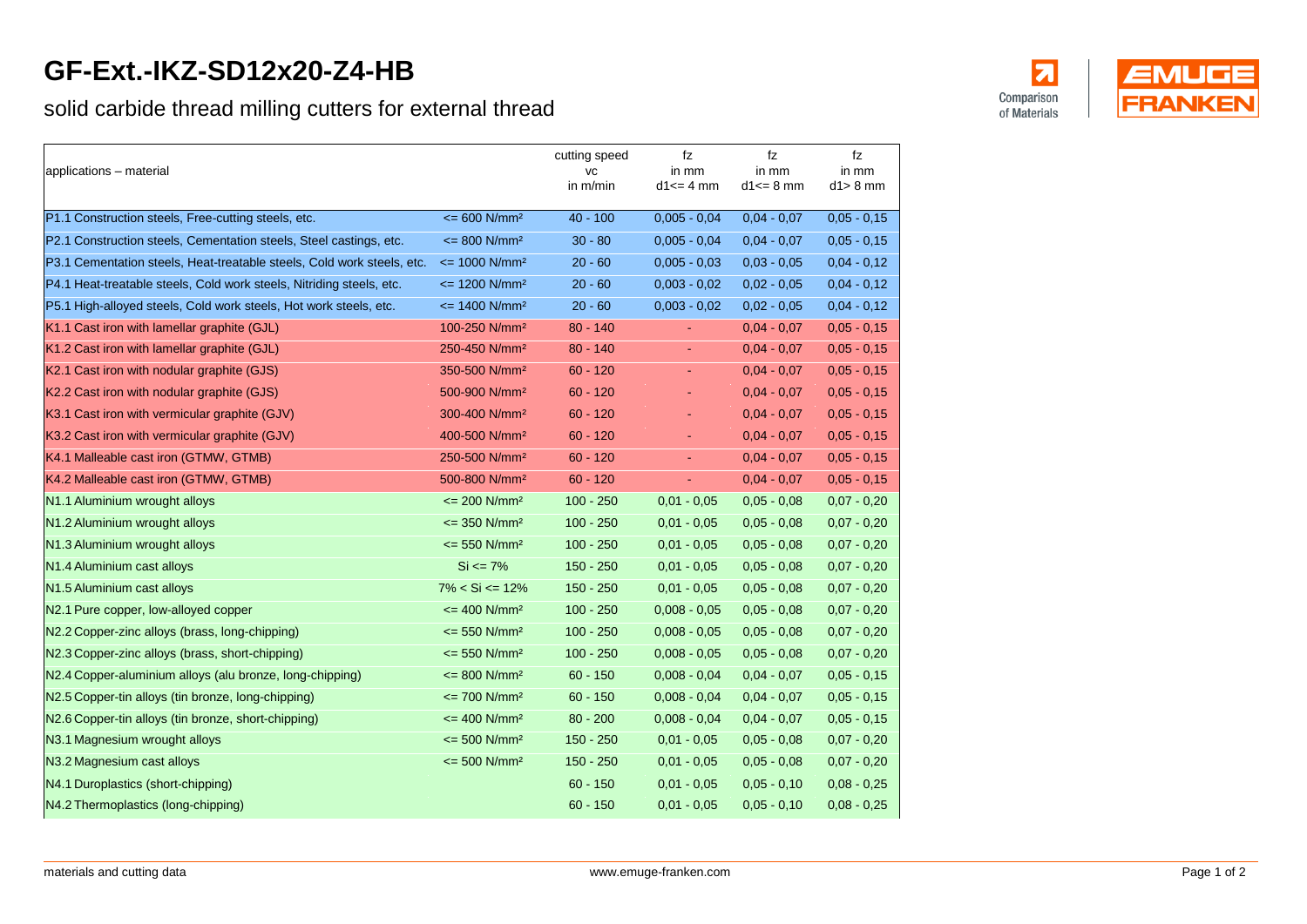# GF-Ext.-IKZ-SD12x20-Z4-HB

## solid carbide thread milling cutters for external thread

Comparison of Materials

| applications – material | | cutting speed vc in m/min | fz in mm d1<= 4 mm | fz in mm d1<= 8 mm | fz in mm d1> 8 mm |
|---|---|---|---|---|---|
| P1.1 Construction steels, Free-cutting steels, etc. | <= 600 N/mm² | 40 - 100 | 0,005 - 0,04 | 0,04 - 0,07 | 0,05 - 0,15 |
| P2.1 Construction steels, Cementation steels, Steel castings, etc. | <= 800 N/mm² | 30 - 80 | 0,005 - 0,04 | 0,04 - 0,07 | 0,05 - 0,15 |
| P3.1 Cementation steels, Heat-treatable steels, Cold work steels, etc. | <= 1000 N/mm² | 20 - 60 | 0,005 - 0,03 | 0,03 - 0,05 | 0,04 - 0,12 |
| P4.1 Heat-treatable steels, Cold work steels, Nitriding steels, etc. | <= 1200 N/mm² | 20 - 60 | 0,003 - 0,02 | 0,02 - 0,05 | 0,04 - 0,12 |
| P5.1 High-alloyed steels, Cold work steels, Hot work steels, etc. | <= 1400 N/mm² | 20 - 60 | 0,003 - 0,02 | 0,02 - 0,05 | 0,04 - 0,12 |
| K1.1 Cast iron with lamellar graphite (GJL) | 100-250 N/mm² | 80 - 140 | - | 0,04 - 0,07 | 0,05 - 0,15 |
| K1.2 Cast iron with lamellar graphite (GJL) | 250-450 N/mm² | 80 - 140 | - | 0,04 - 0,07 | 0,05 - 0,15 |
| K2.1 Cast iron with nodular graphite (GJS) | 350-500 N/mm² | 60 - 120 | - | 0,04 - 0,07 | 0,05 - 0,15 |
| K2.2 Cast iron with nodular graphite (GJS) | 500-900 N/mm² | 60 - 120 | - | 0,04 - 0,07 | 0,05 - 0,15 |
| K3.1 Cast iron with vermicular graphite (GJV) | 300-400 N/mm² | 60 - 120 | - | 0,04 - 0,07 | 0,05 - 0,15 |
| K3.2 Cast iron with vermicular graphite (GJV) | 400-500 N/mm² | 60 - 120 | - | 0,04 - 0,07 | 0,05 - 0,15 |
| K4.1 Malleable cast iron (GTMW, GTMB) | 250-500 N/mm² | 60 - 120 | - | 0,04 - 0,07 | 0,05 - 0,15 |
| K4.2 Malleable cast iron (GTMW, GTMB) | 500-800 N/mm² | 60 - 120 | - | 0,04 - 0,07 | 0,05 - 0,15 |
| N1.1 Aluminium wrought alloys | <= 200 N/mm² | 100 - 250 | 0,01 - 0,05 | 0,05 - 0,08 | 0,07 - 0,20 |
| N1.2 Aluminium wrought alloys | <= 350 N/mm² | 100 - 250 | 0,01 - 0,05 | 0,05 - 0,08 | 0,07 - 0,20 |
| N1.3 Aluminium wrought alloys | <= 550 N/mm² | 100 - 250 | 0,01 - 0,05 | 0,05 - 0,08 | 0,07 - 0,20 |
| N1.4 Aluminium cast alloys | Si <= 7% | 150 - 250 | 0,01 - 0,05 | 0,05 - 0,08 | 0,07 - 0,20 |
| N1.5 Aluminium cast alloys | 7% < Si <= 12% | 150 - 250 | 0,01 - 0,05 | 0,05 - 0,08 | 0,07 - 0,20 |
| N2.1 Pure copper, low-alloyed copper | <= 400 N/mm² | 100 - 250 | 0,008 - 0,05 | 0,05 - 0,08 | 0,07 - 0,20 |
| N2.2 Copper-zinc alloys (brass, long-chipping) | <= 550 N/mm² | 100 - 250 | 0,008 - 0,05 | 0,05 - 0,08 | 0,07 - 0,20 |
| N2.3 Copper-zinc alloys (brass, short-chipping) | <= 550 N/mm² | 100 - 250 | 0,008 - 0,05 | 0,05 - 0,08 | 0,07 - 0,20 |
| N2.4 Copper-aluminium alloys (alu bronze, long-chipping) | <= 800 N/mm² | 60 - 150 | 0,008 - 0,04 | 0,04 - 0,07 | 0,05 - 0,15 |
| N2.5 Copper-tin alloys (tin bronze, long-chipping) | <= 700 N/mm² | 60 - 150 | 0,008 - 0,04 | 0,04 - 0,07 | 0,05 - 0,15 |
| N2.6 Copper-tin alloys (tin bronze, short-chipping) | <= 400 N/mm² | 80 - 200 | 0,008 - 0,04 | 0,04 - 0,07 | 0,05 - 0,15 |
| N3.1 Magnesium wrought alloys | <= 500 N/mm² | 150 - 250 | 0,01 - 0,05 | 0,05 - 0,08 | 0,07 - 0,20 |
| N3.2 Magnesium cast alloys | <= 500 N/mm² | 150 - 250 | 0,01 - 0,05 | 0,05 - 0,08 | 0,07 - 0,20 |
| N4.1 Duroplastics (short-chipping) | | 60 - 150 | 0,01 - 0,05 | 0,05 - 0,10 | 0,08 - 0,25 |
| N4.2 Thermoplastics (long-chipping) | | 60 - 150 | 0,01 - 0,05 | 0,05 - 0,10 | 0,08 - 0,25 |

materials and cutting data

www.emuge-franken.com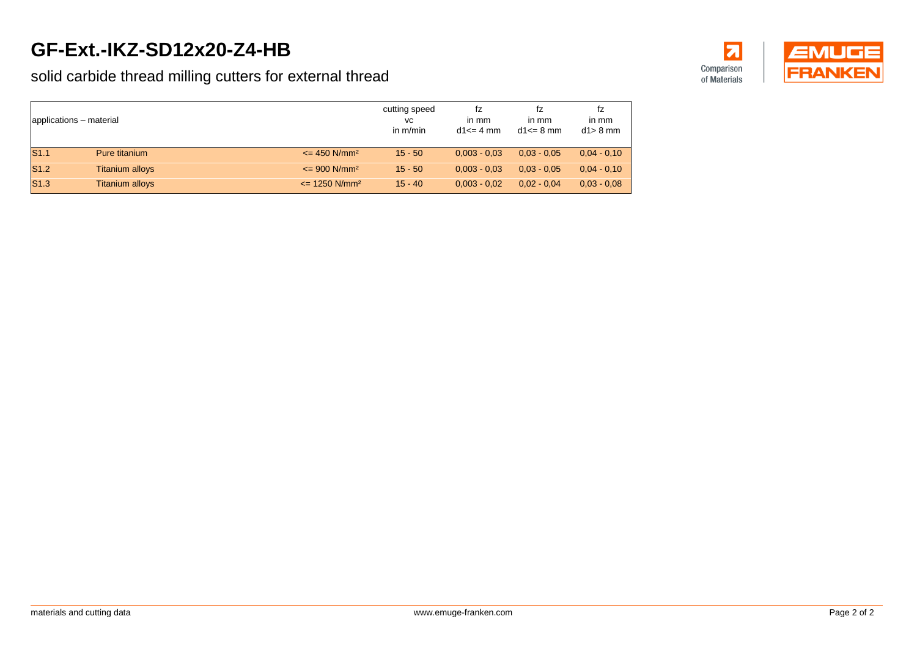# GF-Ext.-IKZ-SD12x20-Z4-HB

## solid carbide thread milling cutters for external thread

Comparison of Materials

| applications – material | | | cutting speed vc in m/min | fz in mm d1<= 4 mm | fz in mm d1<= 8 mm | fz in mm d1> 8 mm |
|---|---|---|---|---|---|---|
| S1.1 | Pure titanium | <= 450 N/mm² | 15 - 50 | 0,003 - 0,03 | 0,03 - 0,05 | 0,04 - 0,10 |
| S1.2 | Titanium alloys | <= 900 N/mm² | 15 - 50 | 0,003 - 0,03 | 0,03 - 0,05 | 0,04 - 0,10 |
| S1.3 | Titanium alloys | <= 1250 N/mm² | 15 - 40 | 0,003 - 0,02 | 0,02 - 0,04 | 0,03 - 0,08 |

materials and cutting data

www.emuge-franken.com